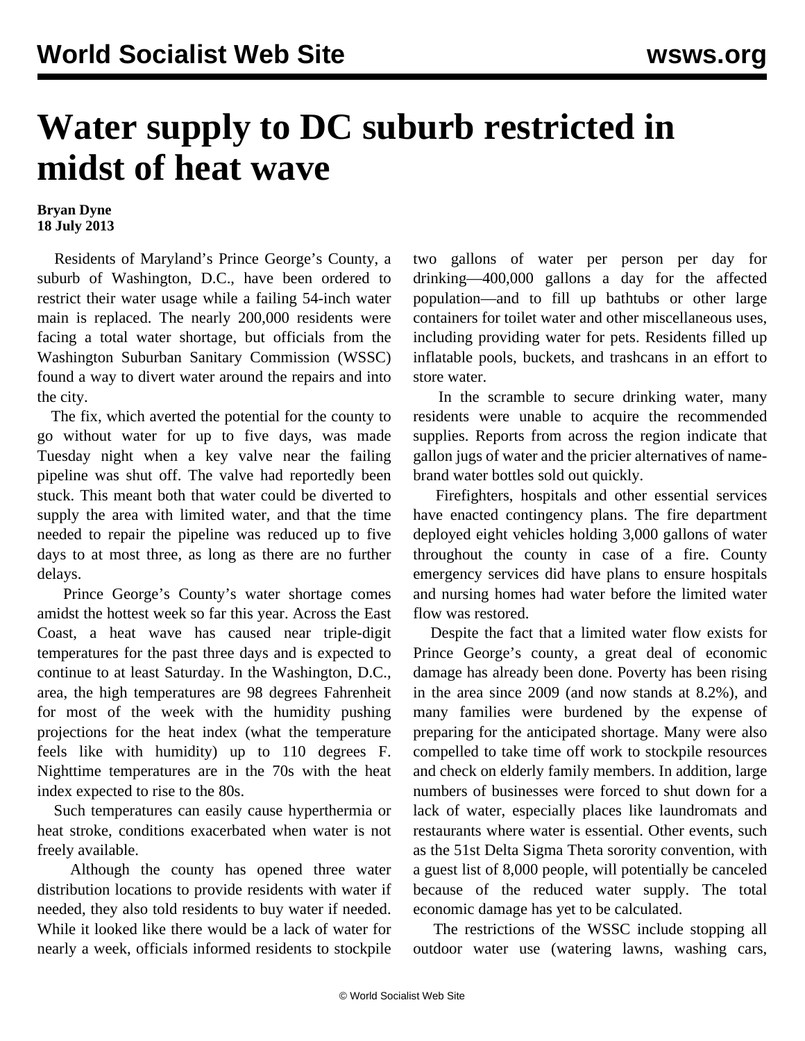# Water supply to DC suburb restricted in midst of heat wave

**Bryan Dyne**
**18 July 2013**

Residents of Maryland's Prince George's County, a suburb of Washington, D.C., have been ordered to restrict their water usage while a failing 54-inch water main is replaced. The nearly 200,000 residents were facing a total water shortage, but officials from the Washington Suburban Sanitary Commission (WSSC) found a way to divert water around the repairs and into the city.

The fix, which averted the potential for the county to go without water for up to five days, was made Tuesday night when a key valve near the failing pipeline was shut off. The valve had reportedly been stuck. This meant both that water could be diverted to supply the area with limited water, and that the time needed to repair the pipeline was reduced up to five days to at most three, as long as there are no further delays.

Prince George's County's water shortage comes amidst the hottest week so far this year. Across the East Coast, a heat wave has caused near triple-digit temperatures for the past three days and is expected to continue to at least Saturday. In the Washington, D.C., area, the high temperatures are 98 degrees Fahrenheit for most of the week with the humidity pushing projections for the heat index (what the temperature feels like with humidity) up to 110 degrees F. Nighttime temperatures are in the 70s with the heat index expected to rise to the 80s.

Such temperatures can easily cause hyperthermia or heat stroke, conditions exacerbated when water is not freely available.

Although the county has opened three water distribution locations to provide residents with water if needed, they also told residents to buy water if needed. While it looked like there would be a lack of water for nearly a week, officials informed residents to stockpile two gallons of water per person per day for drinking—400,000 gallons a day for the affected population—and to fill up bathtubs or other large containers for toilet water and other miscellaneous uses, including providing water for pets. Residents filled up inflatable pools, buckets, and trashcans in an effort to store water.

In the scramble to secure drinking water, many residents were unable to acquire the recommended supplies. Reports from across the region indicate that gallon jugs of water and the pricier alternatives of name-brand water bottles sold out quickly.

Firefighters, hospitals and other essential services have enacted contingency plans. The fire department deployed eight vehicles holding 3,000 gallons of water throughout the county in case of a fire. County emergency services did have plans to ensure hospitals and nursing homes had water before the limited water flow was restored.

Despite the fact that a limited water flow exists for Prince George's county, a great deal of economic damage has already been done. Poverty has been rising in the area since 2009 (and now stands at 8.2%), and many families were burdened by the expense of preparing for the anticipated shortage. Many were also compelled to take time off work to stockpile resources and check on elderly family members. In addition, large numbers of businesses were forced to shut down for a lack of water, especially places like laundromats and restaurants where water is essential. Other events, such as the 51st Delta Sigma Theta sorority convention, with a guest list of 8,000 people, will potentially be canceled because of the reduced water supply. The total economic damage has yet to be calculated.

The restrictions of the WSSC include stopping all outdoor water use (watering lawns, washing cars,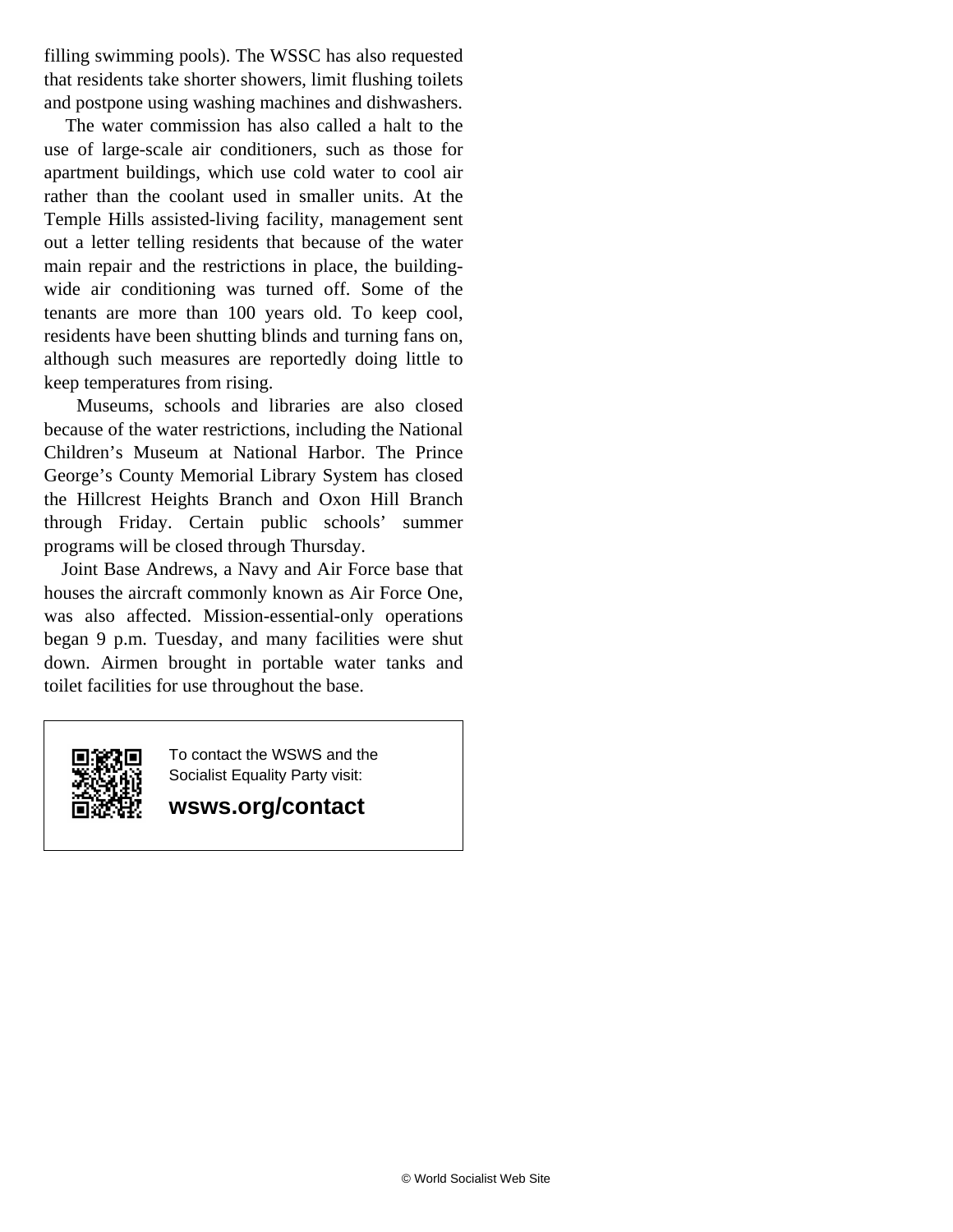filling swimming pools). The WSSC has also requested that residents take shorter showers, limit flushing toilets and postpone using washing machines and dishwashers.

The water commission has also called a halt to the use of large-scale air conditioners, such as those for apartment buildings, which use cold water to cool air rather than the coolant used in smaller units. At the Temple Hills assisted-living facility, management sent out a letter telling residents that because of the water main repair and the restrictions in place, the building-wide air conditioning was turned off. Some of the tenants are more than 100 years old. To keep cool, residents have been shutting blinds and turning fans on, although such measures are reportedly doing little to keep temperatures from rising.

Museums, schools and libraries are also closed because of the water restrictions, including the National Children's Museum at National Harbor. The Prince George's County Memorial Library System has closed the Hillcrest Heights Branch and Oxon Hill Branch through Friday. Certain public schools' summer programs will be closed through Thursday.

Joint Base Andrews, a Navy and Air Force base that houses the aircraft commonly known as Air Force One, was also affected. Mission-essential-only operations began 9 p.m. Tuesday, and many facilities were shut down. Airmen brought in portable water tanks and toilet facilities for use throughout the base.

To contact the WSWS and the Socialist Equality Party visit:

**wsws.org/contact**

© World Socialist Web Site